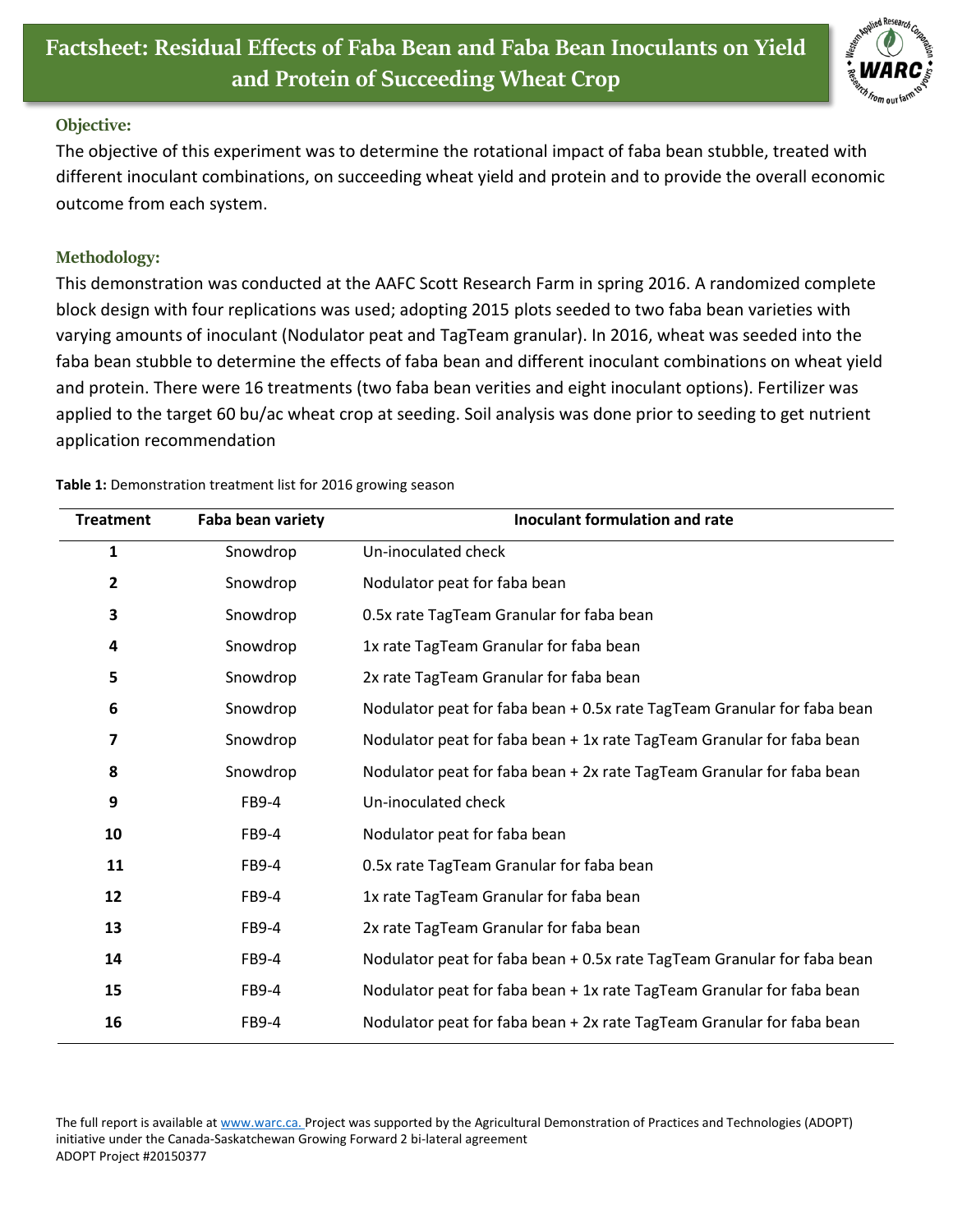# Factsheet: Residual Effects of Faba Bean and Faba Bean Inoculants on Yield and Protein of Succeeding Wheat Crop

## Objective:

The objective of this experiment was to determine the rotational impact of faba bean stubble, treated with different inoculant combinations, on succeeding wheat yield and protein and to provide the overall economic outcome from each system.

## Methodology:

This demonstration was conducted at the AAFC Scott Research Farm in spring 2016. A randomized complete block design with four replications was used; adopting 2015 plots seeded to two faba bean varieties with varying amounts of inoculant (Nodulator peat and TagTeam granular). In 2016, wheat was seeded into the faba bean stubble to determine the effects of faba bean and different inoculant combinations on wheat yield and protein. There were 16 treatments (two faba bean verities and eight inoculant options). Fertilizer was applied to the target 60 bu/ac wheat crop at seeding. Soil analysis was done prior to seeding to get nutrient application recommendation

**Table 1:** Demonstration treatment list for 2016 growing season

| Treatment | Faba bean variety | Inoculant formulation and rate |
|---|---|---|
| 1 | Snowdrop | Un-inoculated check |
| 2 | Snowdrop | Nodulator peat for faba bean |
| 3 | Snowdrop | 0.5x rate TagTeam Granular for faba bean |
| 4 | Snowdrop | 1x rate TagTeam Granular for faba bean |
| 5 | Snowdrop | 2x rate TagTeam Granular for faba bean |
| 6 | Snowdrop | Nodulator peat for faba bean + 0.5x rate TagTeam Granular for faba bean |
| 7 | Snowdrop | Nodulator peat for faba bean + 1x rate TagTeam Granular for faba bean |
| 8 | Snowdrop | Nodulator peat for faba bean + 2x rate TagTeam Granular for faba bean |
| 9 | FB9-4 | Un-inoculated check |
| 10 | FB9-4 | Nodulator peat for faba bean |
| 11 | FB9-4 | 0.5x rate TagTeam Granular for faba bean |
| 12 | FB9-4 | 1x rate TagTeam Granular for faba bean |
| 13 | FB9-4 | 2x rate TagTeam Granular for faba bean |
| 14 | FB9-4 | Nodulator peat for faba bean + 0.5x rate TagTeam Granular for faba bean |
| 15 | FB9-4 | Nodulator peat for faba bean + 1x rate TagTeam Granular for faba bean |
| 16 | FB9-4 | Nodulator peat for faba bean + 2x rate TagTeam Granular for faba bean |

The full report is available at www.warc.ca. Project was supported by the Agricultural Demonstration of Practices and Technologies (ADOPT) initiative under the Canada-Saskatchewan Growing Forward 2 bi-lateral agreement
ADOPT Project #20150377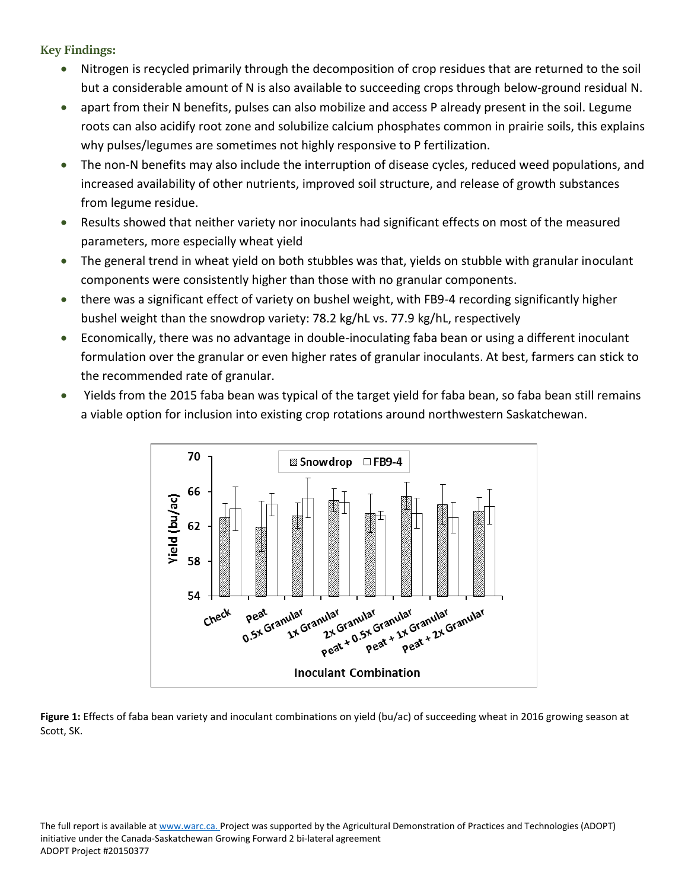**Key Findings:**

- Nitrogen is recycled primarily through the decomposition of crop residues that are returned to the soil but a considerable amount of N is also available to succeeding crops through below-ground residual N.
- apart from their N benefits, pulses can also mobilize and access P already present in the soil. Legume roots can also acidify root zone and solubilize calcium phosphates common in prairie soils, this explains why pulses/legumes are sometimes not highly responsive to P fertilization.
- The non-N benefits may also include the interruption of disease cycles, reduced weed populations, and increased availability of other nutrients, improved soil structure, and release of growth substances from legume residue.
- Results showed that neither variety nor inoculants had significant effects on most of the measured parameters, more especially wheat yield
- The general trend in wheat yield on both stubbles was that, yields on stubble with granular inoculant components were consistently higher than those with no granular components.
- there was a significant effect of variety on bushel weight, with FB9-4 recording significantly higher bushel weight than the snowdrop variety: 78.2 kg/hL vs. 77.9 kg/hL, respectively
- Economically, there was no advantage in double-inoculating faba bean or using a different inoculant formulation over the granular or even higher rates of granular inoculants. At best, farmers can stick to the recommended rate of granular.
- Yields from the 2015 faba bean was typical of the target yield for faba bean, so faba bean still remains a viable option for inclusion into existing crop rotations around northwestern Saskatchewan.

Snowdrop
FB9-4
Yield (bu/ac)
70
66
62
58
54
Check
Peat
0.5x Granular
1x Granular
2x Granular
Peat + 0.5x Granular
Peat + 1x Granular
Peat + 2x Granular
Inoculant Combination

**Figure 1:** Effects of faba bean variety and inoculant combinations on yield (bu/ac) of succeeding wheat in 2016 growing season at Scott, SK.

The full report is available at www.warc.ca. Project was supported by the Agricultural Demonstration of Practices and Technologies (ADOPT) initiative under the Canada-Saskatchewan Growing Forward 2 bi-lateral agreement
ADOPT Project #20150377